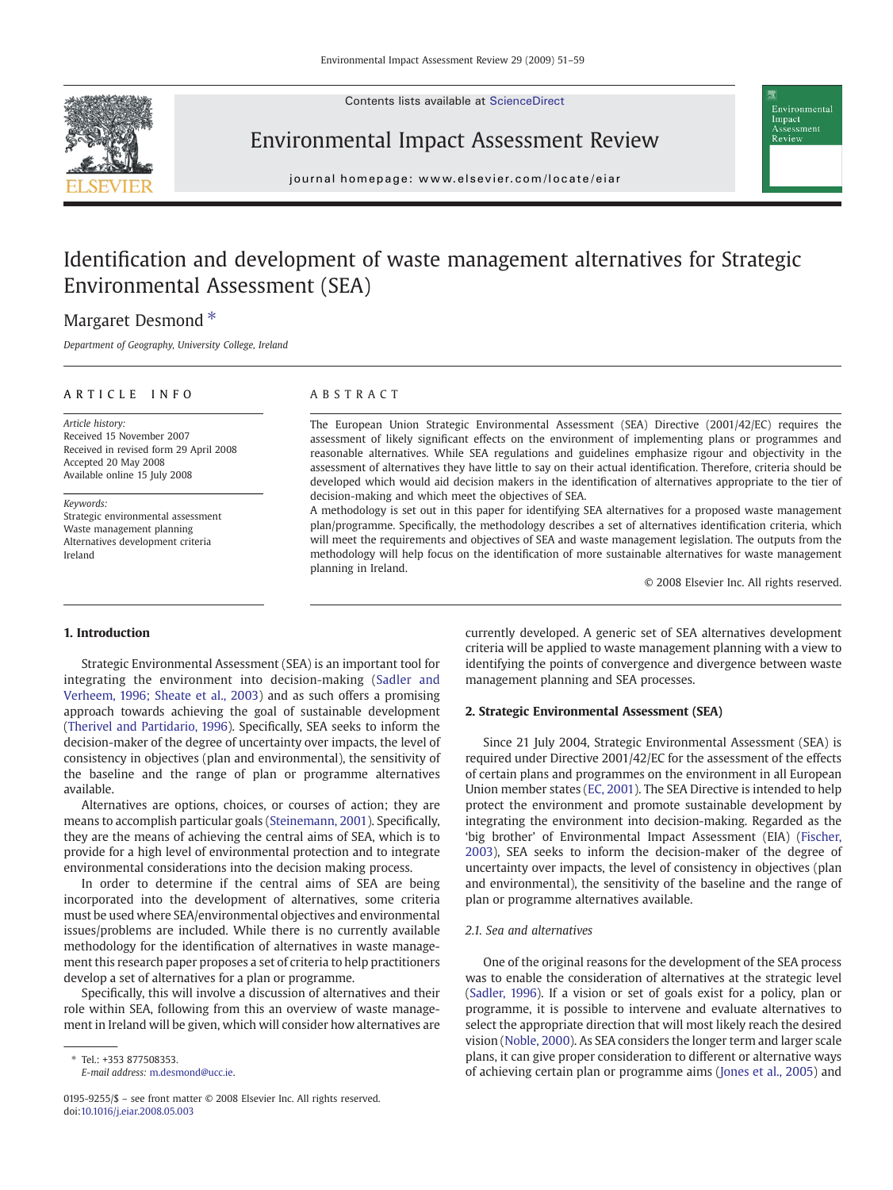# Identification and development of waste management alternatives for Strategic Environmental Assessment (SEA)

Margaret Desmond *

*Department of Geography, University College, Ireland*

## ARTICLE INFO

*Article history:*
Received 15 November 2007
Received in revised form 29 April 2008
Accepted 20 May 2008
Available online 15 July 2008

*Keywords:*
Strategic environmental assessment
Waste management planning
Alternatives development criteria
Ireland

## ABSTRACT

The European Union Strategic Environmental Assessment (SEA) Directive (2001/42/EC) requires the assessment of likely significant effects on the environment of implementing plans or programmes and reasonable alternatives. While SEA regulations and guidelines emphasize rigour and objectivity in the assessment of alternatives they have little to say on their actual identification. Therefore, criteria should be developed which would aid decision makers in the identification of alternatives appropriate to the tier of decision-making and which meet the objectives of SEA.

A methodology is set out in this paper for identifying SEA alternatives for a proposed waste management plan/programme. Specifically, the methodology describes a set of alternatives identification criteria, which will meet the requirements and objectives of SEA and waste management legislation. The outputs from the methodology will help focus on the identification of more sustainable alternatives for waste management planning in Ireland.

© 2008 Elsevier Inc. All rights reserved.

## 1. Introduction

Strategic Environmental Assessment (SEA) is an important tool for integrating the environment into decision-making (Sadler and Verheem, 1996; Sheate et al., 2003) and as such offers a promising approach towards achieving the goal of sustainable development (Therivel and Partidario, 1996). Specifically, SEA seeks to inform the decision-maker of the degree of uncertainty over impacts, the level of consistency in objectives (plan and environmental), the sensitivity of the baseline and the range of plan or programme alternatives available.

Alternatives are options, choices, or courses of action; they are means to accomplish particular goals (Steinemann, 2001). Specifically, they are the means of achieving the central aims of SEA, which is to provide for a high level of environmental protection and to integrate environmental considerations into the decision making process.

In order to determine if the central aims of SEA are being incorporated into the development of alternatives, some criteria must be used where SEA/environmental objectives and environmental issues/problems are included. While there is no currently available methodology for the identification of alternatives in waste management this research paper proposes a set of criteria to help practitioners develop a set of alternatives for a plan or programme.

Specifically, this will involve a discussion of alternatives and their role within SEA, following from this an overview of waste management in Ireland will be given, which will consider how alternatives are currently developed. A generic set of SEA alternatives development criteria will be applied to waste management planning with a view to identifying the points of convergence and divergence between waste management planning and SEA processes.

## 2. Strategic Environmental Assessment (SEA)

Since 21 July 2004, Strategic Environmental Assessment (SEA) is required under Directive 2001/42/EC for the assessment of the effects of certain plans and programmes on the environment in all European Union member states (EC, 2001). The SEA Directive is intended to help protect the environment and promote sustainable development by integrating the environment into decision-making. Regarded as the 'big brother' of Environmental Impact Assessment (EIA) (Fischer, 2003), SEA seeks to inform the decision-maker of the degree of uncertainty over impacts, the level of consistency in objectives (plan and environmental), the sensitivity of the baseline and the range of plan or programme alternatives available.

### 2.1. Sea and alternatives

One of the original reasons for the development of the SEA process was to enable the consideration of alternatives at the strategic level (Sadler, 1996). If a vision or set of goals exist for a policy, plan or programme, it is possible to intervene and evaluate alternatives to select the appropriate direction that will most likely reach the desired vision (Noble, 2000). As SEA considers the longer term and larger scale plans, it can give proper consideration to different or alternative ways of achieving certain plan or programme aims (Jones et al., 2005) and

* Tel.: +353 877508353.
*E-mail address:* m.desmond@ucc.ie.

0195-9255/$ – see front matter © 2008 Elsevier Inc. All rights reserved.
doi:10.1016/j.eiar.2008.05.003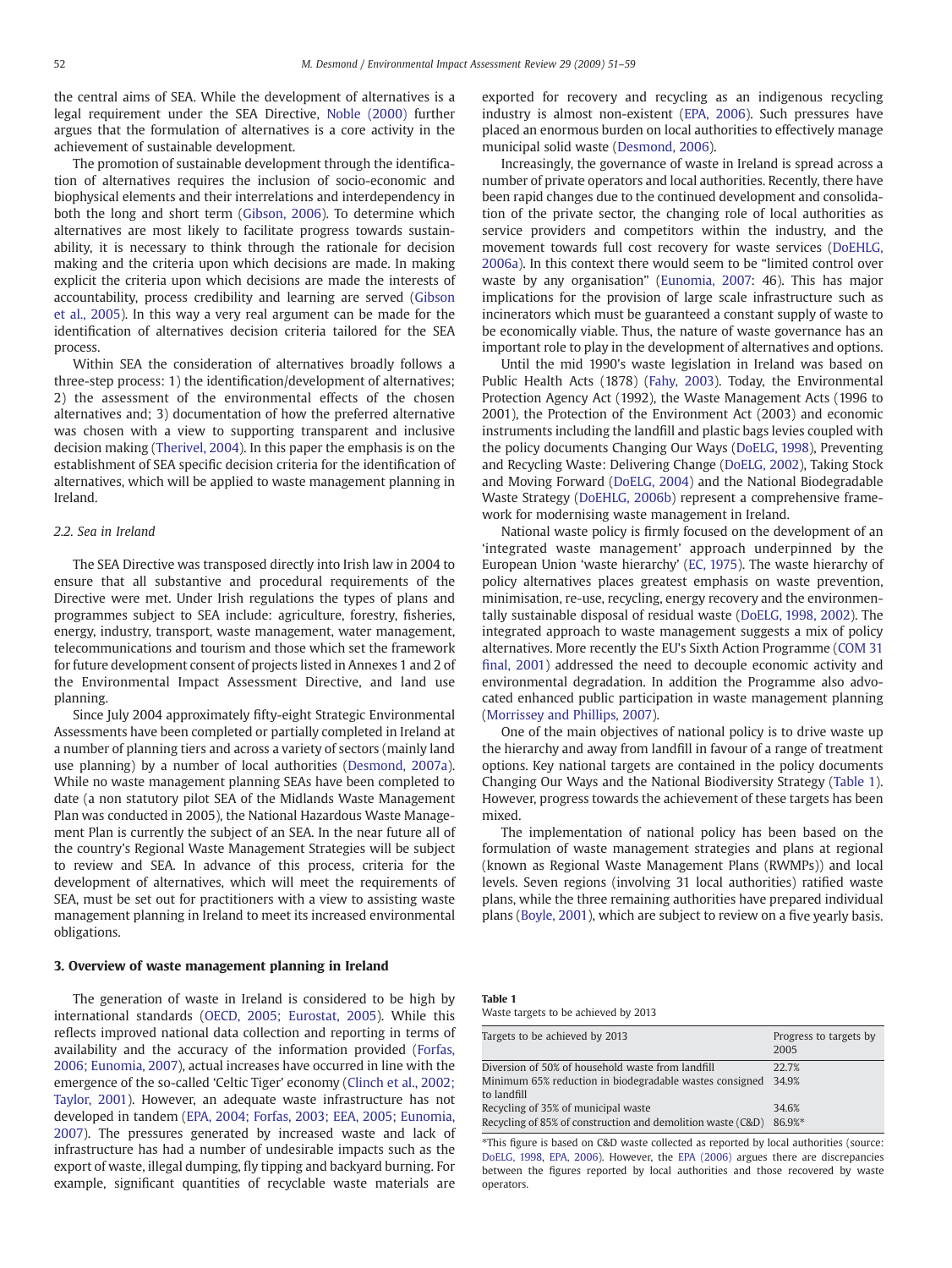the central aims of SEA. While the development of alternatives is a legal requirement under the SEA Directive, Noble (2000) further argues that the formulation of alternatives is a core activity in the achievement of sustainable development.

The promotion of sustainable development through the identification of alternatives requires the inclusion of socio-economic and biophysical elements and their interrelations and interdependency in both the long and short term (Gibson, 2006). To determine which alternatives are most likely to facilitate progress towards sustainability, it is necessary to think through the rationale for decision making and the criteria upon which decisions are made. In making explicit the criteria upon which decisions are made the interests of accountability, process credibility and learning are served (Gibson et al., 2005). In this way a very real argument can be made for the identification of alternatives decision criteria tailored for the SEA process.

Within SEA the consideration of alternatives broadly follows a three-step process: 1) the identification/development of alternatives; 2) the assessment of the environmental effects of the chosen alternatives and; 3) documentation of how the preferred alternative was chosen with a view to supporting transparent and inclusive decision making (Therivel, 2004). In this paper the emphasis is on the establishment of SEA specific decision criteria for the identification of alternatives, which will be applied to waste management planning in Ireland.

### 2.2. Sea in Ireland

The SEA Directive was transposed directly into Irish law in 2004 to ensure that all substantive and procedural requirements of the Directive were met. Under Irish regulations the types of plans and programmes subject to SEA include: agriculture, forestry, fisheries, energy, industry, transport, waste management, water management, telecommunications and tourism and those which set the framework for future development consent of projects listed in Annexes 1 and 2 of the Environmental Impact Assessment Directive, and land use planning.

Since July 2004 approximately fifty-eight Strategic Environmental Assessments have been completed or partially completed in Ireland at a number of planning tiers and across a variety of sectors (mainly land use planning) by a number of local authorities (Desmond, 2007a). While no waste management planning SEAs have been completed to date (a non statutory pilot SEA of the Midlands Waste Management Plan was conducted in 2005), the National Hazardous Waste Management Plan is currently the subject of an SEA. In the near future all of the country's Regional Waste Management Strategies will be subject to review and SEA. In advance of this process, criteria for the development of alternatives, which will meet the requirements of SEA, must be set out for practitioners with a view to assisting waste management planning in Ireland to meet its increased environmental obligations.

## 3. Overview of waste management planning in Ireland

The generation of waste in Ireland is considered to be high by international standards (OECD, 2005; Eurostat, 2005). While this reflects improved national data collection and reporting in terms of availability and the accuracy of the information provided (Forfas, 2006; Eunomia, 2007), actual increases have occurred in line with the emergence of the so-called 'Celtic Tiger' economy (Clinch et al., 2002; Taylor, 2001). However, an adequate waste infrastructure has not developed in tandem (EPA, 2004; Forfas, 2003; EEA, 2005; Eunomia, 2007). The pressures generated by increased waste and lack of infrastructure has had a number of undesirable impacts such as the export of waste, illegal dumping, fly tipping and backyard burning. For example, significant quantities of recyclable waste materials are exported for recovery and recycling as an indigenous recycling industry is almost non-existent (EPA, 2006). Such pressures have placed an enormous burden on local authorities to effectively manage municipal solid waste (Desmond, 2006).

Increasingly, the governance of waste in Ireland is spread across a number of private operators and local authorities. Recently, there have been rapid changes due to the continued development and consolidation of the private sector, the changing role of local authorities as service providers and competitors within the industry, and the movement towards full cost recovery for waste services (DoEHLG, 2006a). In this context there would seem to be "limited control over waste by any organisation" (Eunomia, 2007: 46). This has major implications for the provision of large scale infrastructure such as incinerators which must be guaranteed a constant supply of waste to be economically viable. Thus, the nature of waste governance has an important role to play in the development of alternatives and options.

Until the mid 1990's waste legislation in Ireland was based on Public Health Acts (1878) (Fahy, 2003). Today, the Environmental Protection Agency Act (1992), the Waste Management Acts (1996 to 2001), the Protection of the Environment Act (2003) and economic instruments including the landfill and plastic bags levies coupled with the policy documents Changing Our Ways (DoELG, 1998), Preventing and Recycling Waste: Delivering Change (DoELG, 2002), Taking Stock and Moving Forward (DoELG, 2004) and the National Biodegradable Waste Strategy (DoEHLG, 2006b) represent a comprehensive framework for modernising waste management in Ireland.

National waste policy is firmly focused on the development of an 'integrated waste management' approach underpinned by the European Union 'waste hierarchy' (EC, 1975). The waste hierarchy of policy alternatives places greatest emphasis on waste prevention, minimisation, re-use, recycling, energy recovery and the environmentally sustainable disposal of residual waste (DoELG, 1998, 2002). The integrated approach to waste management suggests a mix of policy alternatives. More recently the EU's Sixth Action Programme (COM 31 final, 2001) addressed the need to decouple economic activity and environmental degradation. In addition the Programme also advocated enhanced public participation in waste management planning (Morrissey and Phillips, 2007).

One of the main objectives of national policy is to drive waste up the hierarchy and away from landfill in favour of a range of treatment options. Key national targets are contained in the policy documents Changing Our Ways and the National Biodiversity Strategy (Table 1). However, progress towards the achievement of these targets has been mixed.

The implementation of national policy has been based on the formulation of waste management strategies and plans at regional (known as Regional Waste Management Plans (RWMPs)) and local levels. Seven regions (involving 31 local authorities) ratified waste plans, while the three remaining authorities have prepared individual plans (Boyle, 2001), which are subject to review on a five yearly basis.

**Table 1**
Waste targets to be achieved by 2013

| Targets to be achieved by 2013 | Progress to targets by 2005 |
|---|---|
| Diversion of 50% of household waste from landfill | 22.7% |
| Minimum 65% reduction in biodegradable wastes consigned to landfill | 34.9% |
| Recycling of 35% of municipal waste | 34.6% |
| Recycling of 85% of construction and demolition waste (C&D) | 86.9%* |

*This figure is based on C&D waste collected as reported by local authorities (source: DoELG, 1998, EPA, 2006). However, the EPA (2006) argues there are discrepancies between the figures reported by local authorities and those recovered by waste operators.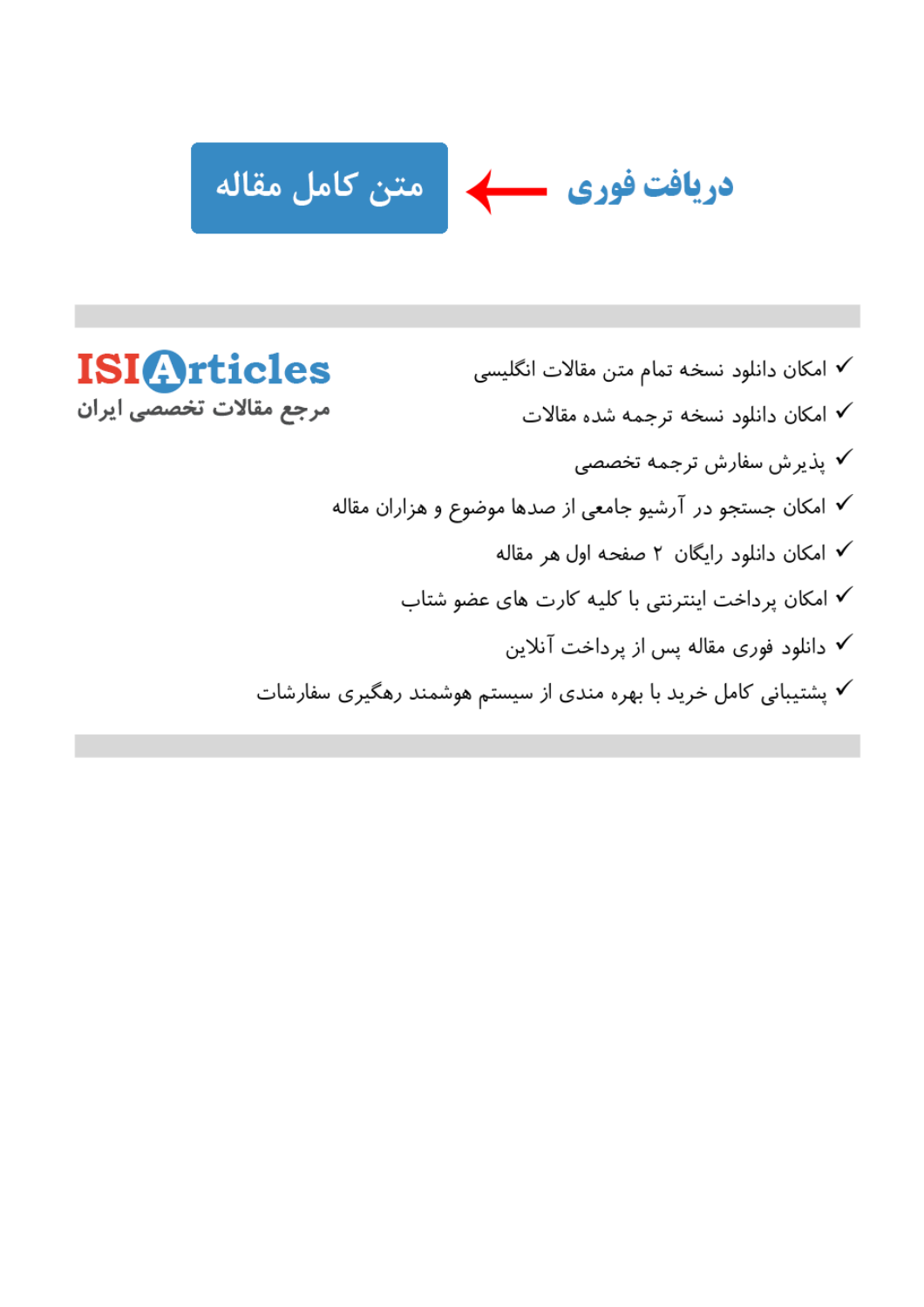دریافت فوری ← متن کامل مقاله

**ISIArticles**
مرجع مقالات تخصصی ایران

- ✓ امکان دانلود نسخه تمام متن مقالات انگلیسی
- ✓ امکان دانلود نسخه ترجمه شده مقالات
- ✓ پذیرش سفارش ترجمه تخصصی
- ✓ امکان جستجو در آرشیو جامعی از صدها موضوع و هزاران مقاله
- ✓ امکان دانلود رایگان ۲ صفحه اول هر مقاله
- ✓ امکان پرداخت اینترنتی با کلیه کارت های عضو شتاب
- ✓ دانلود فوری مقاله پس از پرداخت آنلاین
- ✓ پشتیبانی کامل خرید با بهره مندی از سیستم هوشمند رهگیری سفارشات